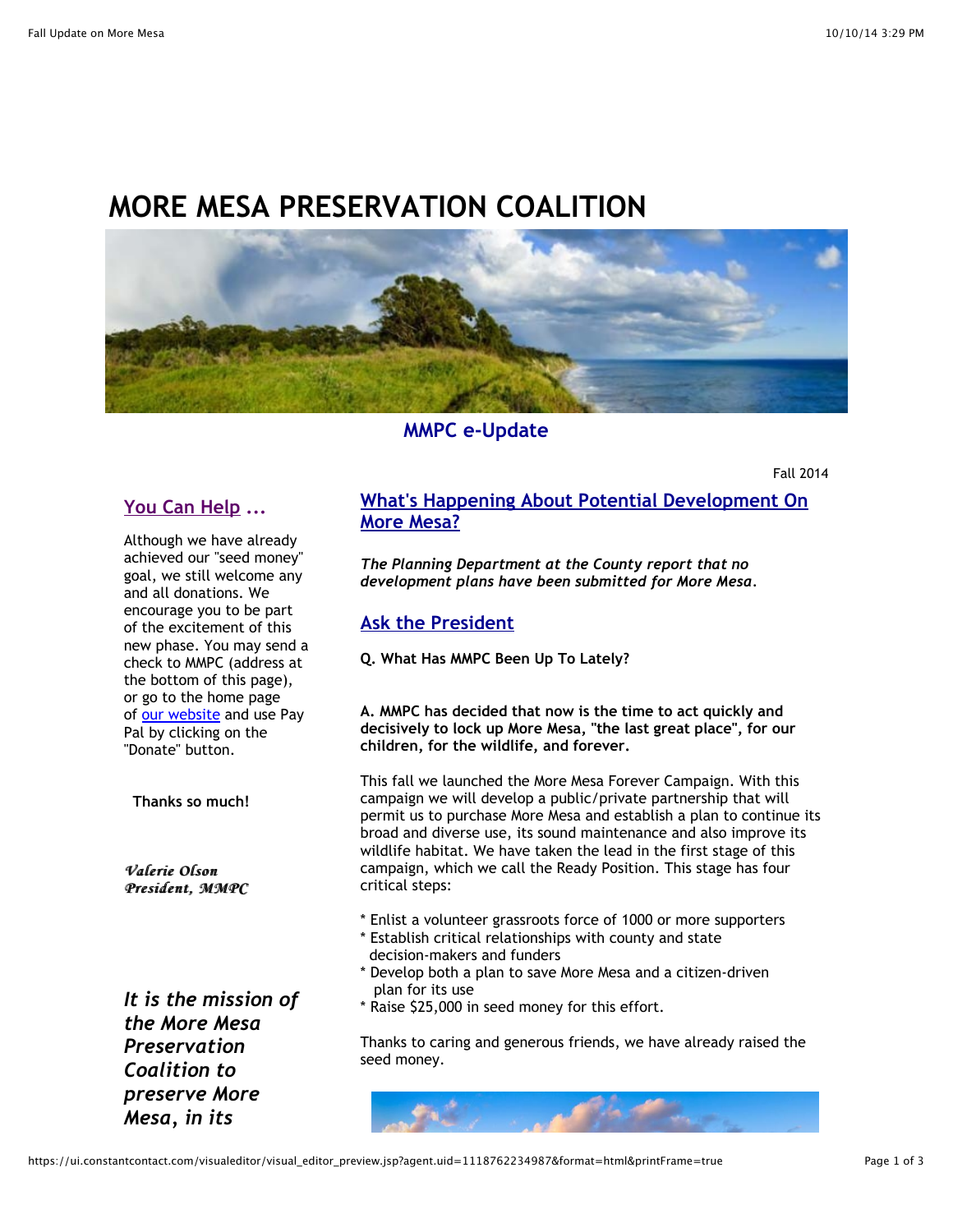# MORE MESA PRESERVATION COALITION

## MMPC e-Update

Fall 2014

## You Can Help ...

Although we have already achieved our "seed money" goal, we still welcome any and all donations. We encourage you to be part of the excitement of this new phase. You may send a check to MMPC (address at the bottom of this page), or go to the home page of our website and use Pay Pal by clicking on the "Donate" button.

**Thanks so much!**

*Valerie Olson*
*President, MMPC*

***It is the mission of the More Mesa Preservation Coalition to preserve More Mesa, in its***

## What's Happening About Potential Development On More Mesa?

***The Planning Department at the County report that no development plans have been submitted for More Mesa.***

## Ask the President

**Q. What Has MMPC Been Up To Lately?**

**A. MMPC has decided that now is the time to act quickly and decisively to lock up More Mesa, "the last great place", for our children, for the wildlife, and forever.**

This fall we launched the More Mesa Forever Campaign. With this campaign we will develop a public/private partnership that will permit us to purchase More Mesa and establish a plan to continue its broad and diverse use, its sound maintenance and also improve its wildlife habitat. We have taken the lead in the first stage of this campaign, which we call the Ready Position. This stage has four critical steps:

* Enlist a volunteer grassroots force of 1000 or more supporters
* Establish critical relationships with county and state decision-makers and funders
* Develop both a plan to save More Mesa and a citizen-driven plan for its use
* Raise $25,000 in seed money for this effort.

Thanks to caring and generous friends, we have already raised the seed money.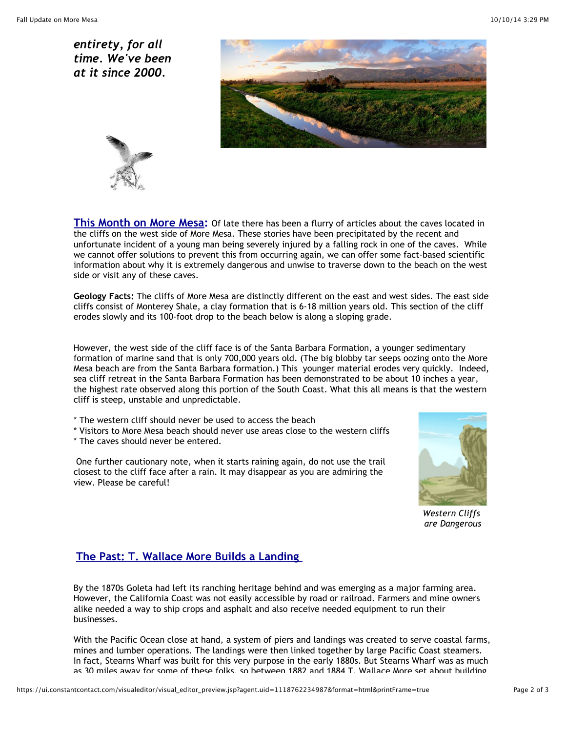***entirety, for all time. We've been at it since 2000.***

**This Month on More Mesa:** Of late there has been a flurry of articles about the caves located in the cliffs on the west side of More Mesa. These stories have been precipitated by the recent and unfortunate incident of a young man being severely injured by a falling rock in one of the caves. While we cannot offer solutions to prevent this from occurring again, we can offer some fact-based scientific information about why it is extremely dangerous and unwise to traverse down to the beach on the west side or visit any of these caves.

**Geology Facts:** The cliffs of More Mesa are distinctly different on the east and west sides. The east side cliffs consist of Monterey Shale, a clay formation that is 6-18 million years old. This section of the cliff erodes slowly and its 100-foot drop to the beach below is along a sloping grade.

However, the west side of the cliff face is of the Santa Barbara Formation, a younger sedimentary formation of marine sand that is only 700,000 years old. (The big blobby tar seeps oozing onto the More Mesa beach are from the Santa Barbara formation.) This younger material erodes very quickly. Indeed, sea cliff retreat in the Santa Barbara Formation has been demonstrated to be about 10 inches a year, the highest rate observed along this portion of the South Coast. What this all means is that the western cliff is steep, unstable and unpredictable.

* The western cliff should never be used to access the beach
* Visitors to More Mesa beach should never use areas close to the western cliffs
* The caves should never be entered.

One further cautionary note, when it starts raining again, do not use the trail closest to the cliff face after a rain. It may disappear as you are admiring the view. Please be careful!

*Western Cliffs are Dangerous*

## The Past: T. Wallace More Builds a Landing

By the 1870s Goleta had left its ranching heritage behind and was emerging as a major farming area. However, the California Coast was not easily accessible by road or railroad. Farmers and mine owners alike needed a way to ship crops and asphalt and also receive needed equipment to run their businesses.

With the Pacific Ocean close at hand, a system of piers and landings was created to serve coastal farms, mines and lumber operations. The landings were then linked together by large Pacific Coast steamers. In fact, Stearns Wharf was built for this very purpose in the early 1880s. But Stearns Wharf was as much as 30 miles away for some of these folks, so between 1882 and 1884 T. Wallace More set about building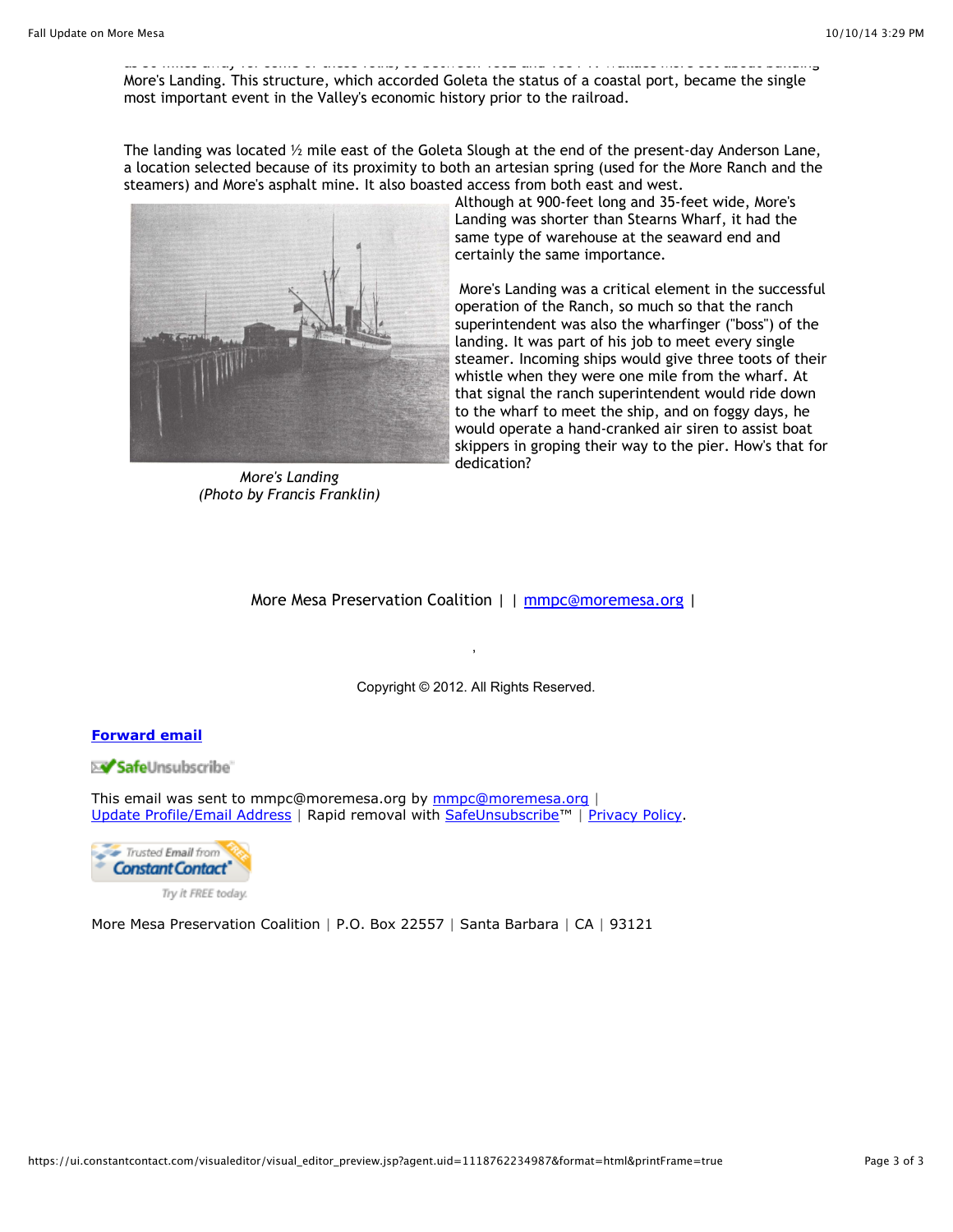More's Landing. This structure, which accorded Goleta the status of a coastal port, became the single most important event in the Valley's economic history prior to the railroad.

The landing was located ½ mile east of the Goleta Slough at the end of the present-day Anderson Lane, a location selected because of its proximity to both an artesian spring (used for the More Ranch and the steamers) and More's asphalt mine. It also boasted access from both east and west.

Although at 900-feet long and 35-feet wide, More's Landing was shorter than Stearns Wharf, it had the same type of warehouse at the seaward end and certainly the same importance.

More's Landing was a critical element in the successful operation of the Ranch, so much so that the ranch superintendent was also the wharfinger ("boss") of the landing. It was part of his job to meet every single steamer. Incoming ships would give three toots of their whistle when they were one mile from the wharf. At that signal the ranch superintendent would ride down to the wharf to meet the ship, and on foggy days, he would operate a hand-cranked air siren to assist boat skippers in groping their way to the pier. How's that for dedication?

*More's Landing*
*(Photo by Francis Franklin)*

More Mesa Preservation Coalition | | mmpc@moremesa.org |

Copyright © 2012. All Rights Reserved.

**Forward email**

SafeUnsubscribe

This email was sent to mmpc@moremesa.org by mmpc@moremesa.org | Update Profile/Email Address | Rapid removal with SafeUnsubscribe™ | Privacy Policy.

Trusted Email from Constant Contact — Try it FREE today.

More Mesa Preservation Coalition | P.O. Box 22557 | Santa Barbara | CA | 93121